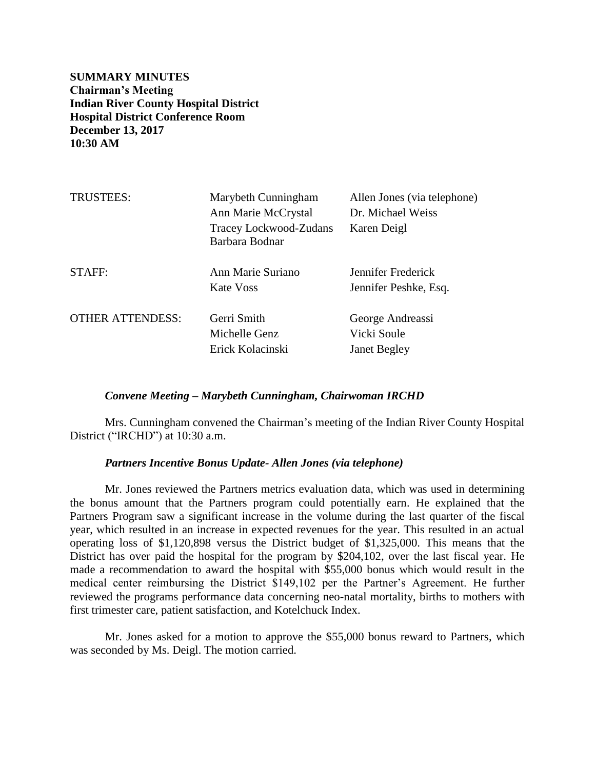**SUMMARY MINUTES**
**Chairman's Meeting**
**Indian River County Hospital District**
**Hospital District Conference Room**
**December 13, 2017**
**10:30 AM**

| | | |
|---|---|---|
| TRUSTEES: | Marybeth Cunningham | Allen Jones (via telephone) |
| | Ann Marie McCrystal | Dr. Michael Weiss |
| | Tracey Lockwood-Zudans | Karen Deigl |
| | Barbara Bodnar | |
| STAFF: | Ann Marie Suriano | Jennifer Frederick |
| | Kate Voss | Jennifer Peshke, Esq. |
| OTHER ATTENDESS: | Gerri Smith | George Andreassi |
| | Michelle Genz | Vicki Soule |
| | Erick Kolacinski | Janet Begley |

***Convene Meeting – Marybeth Cunningham, Chairwoman IRCHD***

Mrs. Cunningham convened the Chairman's meeting of the Indian River County Hospital District ("IRCHD") at 10:30 a.m.

***Partners Incentive Bonus Update- Allen Jones (via telephone)***

Mr. Jones reviewed the Partners metrics evaluation data, which was used in determining the bonus amount that the Partners program could potentially earn. He explained that the Partners Program saw a significant increase in the volume during the last quarter of the fiscal year, which resulted in an increase in expected revenues for the year. This resulted in an actual operating loss of $1,120,898 versus the District budget of $1,325,000. This means that the District has over paid the hospital for the program by $204,102, over the last fiscal year. He made a recommendation to award the hospital with $55,000 bonus which would result in the medical center reimbursing the District $149,102 per the Partner's Agreement. He further reviewed the programs performance data concerning neo-natal mortality, births to mothers with first trimester care, patient satisfaction, and Kotelchuck Index.

Mr. Jones asked for a motion to approve the $55,000 bonus reward to Partners, which was seconded by Ms. Deigl. The motion carried.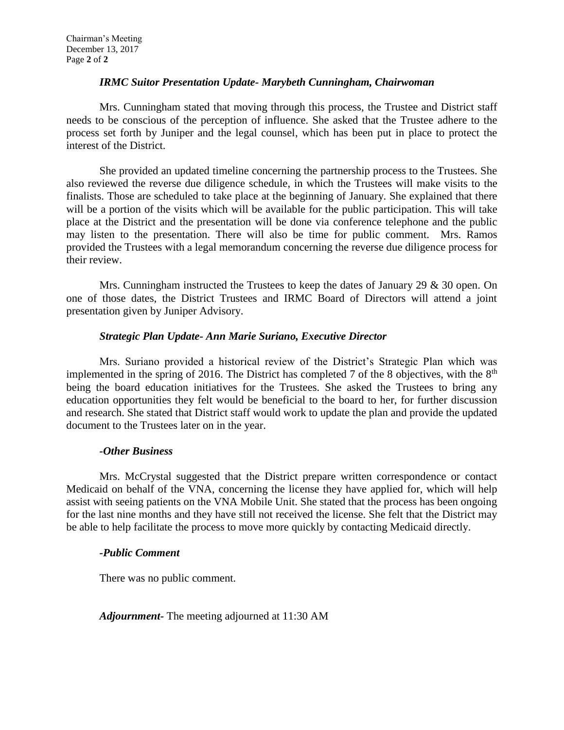***IRMC Suitor Presentation Update- Marybeth Cunningham, Chairwoman***

Mrs. Cunningham stated that moving through this process, the Trustee and District staff needs to be conscious of the perception of influence. She asked that the Trustee adhere to the process set forth by Juniper and the legal counsel, which has been put in place to protect the interest of the District.

She provided an updated timeline concerning the partnership process to the Trustees. She also reviewed the reverse due diligence schedule, in which the Trustees will make visits to the finalists. Those are scheduled to take place at the beginning of January. She explained that there will be a portion of the visits which will be available for the public participation. This will take place at the District and the presentation will be done via conference telephone and the public may listen to the presentation. There will also be time for public comment. Mrs. Ramos provided the Trustees with a legal memorandum concerning the reverse due diligence process for their review.

Mrs. Cunningham instructed the Trustees to keep the dates of January 29 & 30 open. On one of those dates, the District Trustees and IRMC Board of Directors will attend a joint presentation given by Juniper Advisory.

***Strategic Plan Update- Ann Marie Suriano, Executive Director***

Mrs. Suriano provided a historical review of the District's Strategic Plan which was implemented in the spring of 2016. The District has completed 7 of the 8 objectives, with the 8th being the board education initiatives for the Trustees. She asked the Trustees to bring any education opportunities they felt would be beneficial to the board to her, for further discussion and research. She stated that District staff would work to update the plan and provide the updated document to the Trustees later on in the year.

***-Other Business***

Mrs. McCrystal suggested that the District prepare written correspondence or contact Medicaid on behalf of the VNA, concerning the license they have applied for, which will help assist with seeing patients on the VNA Mobile Unit. She stated that the process has been ongoing for the last nine months and they have still not received the license. She felt that the District may be able to help facilitate the process to move more quickly by contacting Medicaid directly.

***-Public Comment***

There was no public comment.

***Adjournment-*** The meeting adjourned at 11:30 AM